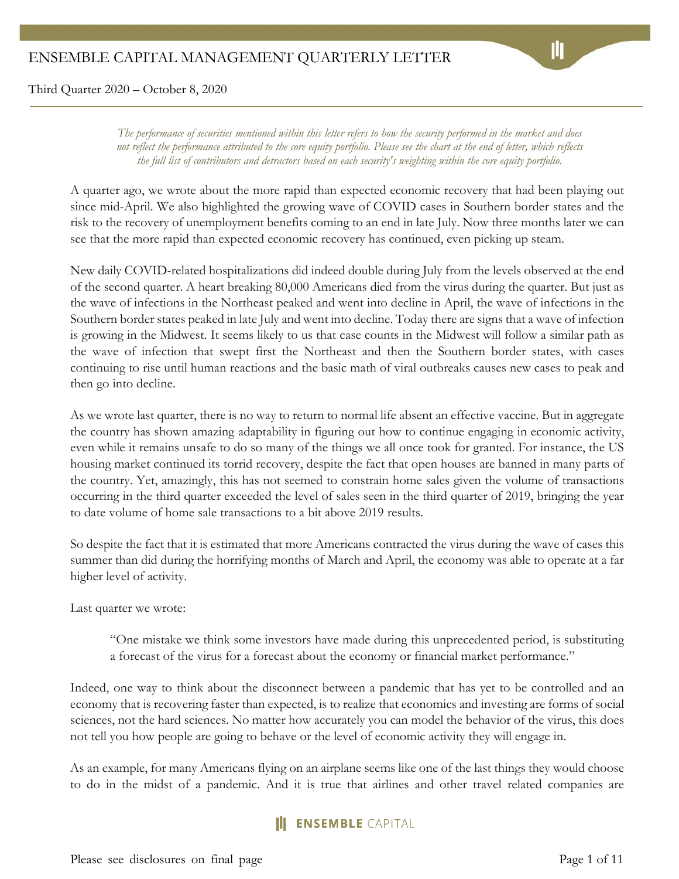# ENSEMBLE CAPITAL MANAGEMENT QUARTERLY LETTER

Third Quarter 2020 – October 8, 2020

*The performance of securities mentioned within this letter refers to how the security performed in the market and does not reflect the performance attributed to the core equity portfolio. Please see the chart at the end of letter, which reflects the full list of contributors and detractors based on each security's weighting within the core equity portfolio.*

A quarter ago, we wrote about the more rapid than expected economic recovery that had been playing out since mid-April. We also highlighted the growing wave of COVID cases in Southern border states and the risk to the recovery of unemployment benefits coming to an end in late July. Now three months later we can see that the more rapid than expected economic recovery has continued, even picking up steam.

New daily COVID-related hospitalizations did indeed double during July from the levels observed at the end of the second quarter. A heart breaking 80,000 Americans died from the virus during the quarter. But just as the wave of infections in the Northeast peaked and went into decline in April, the wave of infections in the Southern border states peaked in late July and went into decline. Today there are signs that a wave of infection is growing in the Midwest. It seems likely to us that case counts in the Midwest will follow a similar path as the wave of infection that swept first the Northeast and then the Southern border states, with cases continuing to rise until human reactions and the basic math of viral outbreaks causes new cases to peak and then go into decline.

As we wrote last quarter, there is no way to return to normal life absent an effective vaccine. But in aggregate the country has shown amazing adaptability in figuring out how to continue engaging in economic activity, even while it remains unsafe to do so many of the things we all once took for granted. For instance, the US housing market continued its torrid recovery, despite the fact that open houses are banned in many parts of the country. Yet, amazingly, this has not seemed to constrain home sales given the volume of transactions occurring in the third quarter exceeded the level of sales seen in the third quarter of 2019, bringing the year to date volume of home sale transactions to a bit above 2019 results.

So despite the fact that it is estimated that more Americans contracted the virus during the wave of cases this summer than did during the horrifying months of March and April, the economy was able to operate at a far higher level of activity.

Last quarter we wrote:

> "One mistake we think some investors have made during this unprecedented period, is substituting a forecast of the virus for a forecast about the economy or financial market performance."

Indeed, one way to think about the disconnect between a pandemic that has yet to be controlled and an economy that is recovering faster than expected, is to realize that economics and investing are forms of social sciences, not the hard sciences. No matter how accurately you can model the behavior of the virus, this does not tell you how people are going to behave or the level of economic activity they will engage in.

As an example, for many Americans flying on an airplane seems like one of the last things they would choose to do in the midst of a pandemic. And it is true that airlines and other travel related companies are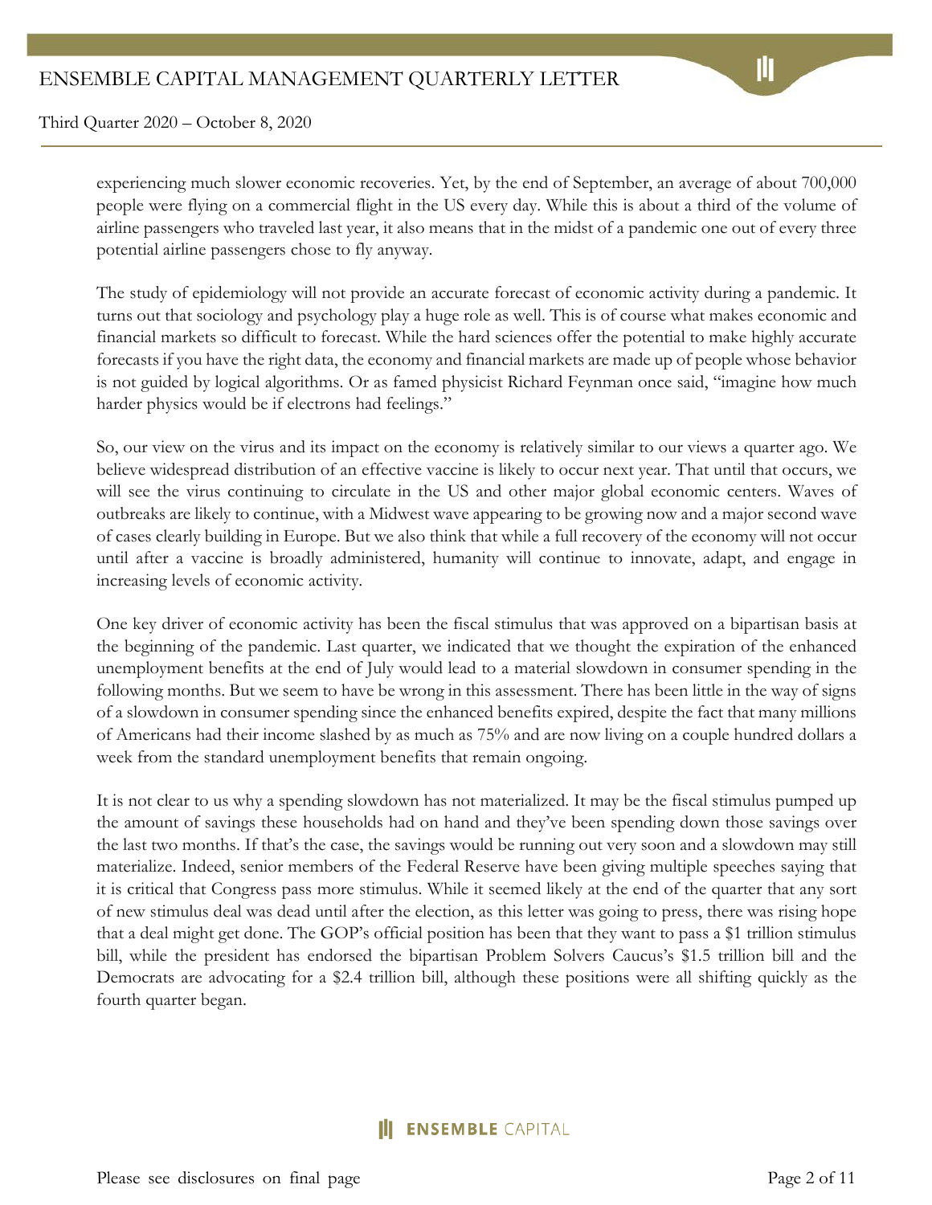experiencing much slower economic recoveries. Yet, by the end of September, an average of about 700,000 people were flying on a commercial flight in the US every day. While this is about a third of the volume of airline passengers who traveled last year, it also means that in the midst of a pandemic one out of every three potential airline passengers chose to fly anyway.

The study of epidemiology will not provide an accurate forecast of economic activity during a pandemic. It turns out that sociology and psychology play a huge role as well. This is of course what makes economic and financial markets so difficult to forecast. While the hard sciences offer the potential to make highly accurate forecasts if you have the right data, the economy and financial markets are made up of people whose behavior is not guided by logical algorithms. Or as famed physicist Richard Feynman once said, "imagine how much harder physics would be if electrons had feelings."

So, our view on the virus and its impact on the economy is relatively similar to our views a quarter ago. We believe widespread distribution of an effective vaccine is likely to occur next year. That until that occurs, we will see the virus continuing to circulate in the US and other major global economic centers. Waves of outbreaks are likely to continue, with a Midwest wave appearing to be growing now and a major second wave of cases clearly building in Europe. But we also think that while a full recovery of the economy will not occur until after a vaccine is broadly administered, humanity will continue to innovate, adapt, and engage in increasing levels of economic activity.

One key driver of economic activity has been the fiscal stimulus that was approved on a bipartisan basis at the beginning of the pandemic. Last quarter, we indicated that we thought the expiration of the enhanced unemployment benefits at the end of July would lead to a material slowdown in consumer spending in the following months. But we seem to have be wrong in this assessment. There has been little in the way of signs of a slowdown in consumer spending since the enhanced benefits expired, despite the fact that many millions of Americans had their income slashed by as much as 75% and are now living on a couple hundred dollars a week from the standard unemployment benefits that remain ongoing.

It is not clear to us why a spending slowdown has not materialized. It may be the fiscal stimulus pumped up the amount of savings these households had on hand and they've been spending down those savings over the last two months. If that's the case, the savings would be running out very soon and a slowdown may still materialize. Indeed, senior members of the Federal Reserve have been giving multiple speeches saying that it is critical that Congress pass more stimulus. While it seemed likely at the end of the quarter that any sort of new stimulus deal was dead until after the election, as this letter was going to press, there was rising hope that a deal might get done. The GOP's official position has been that they want to pass a $1 trillion stimulus bill, while the president has endorsed the bipartisan Problem Solvers Caucus's $1.5 trillion bill and the Democrats are advocating for a $2.4 trillion bill, although these positions were all shifting quickly as the fourth quarter began.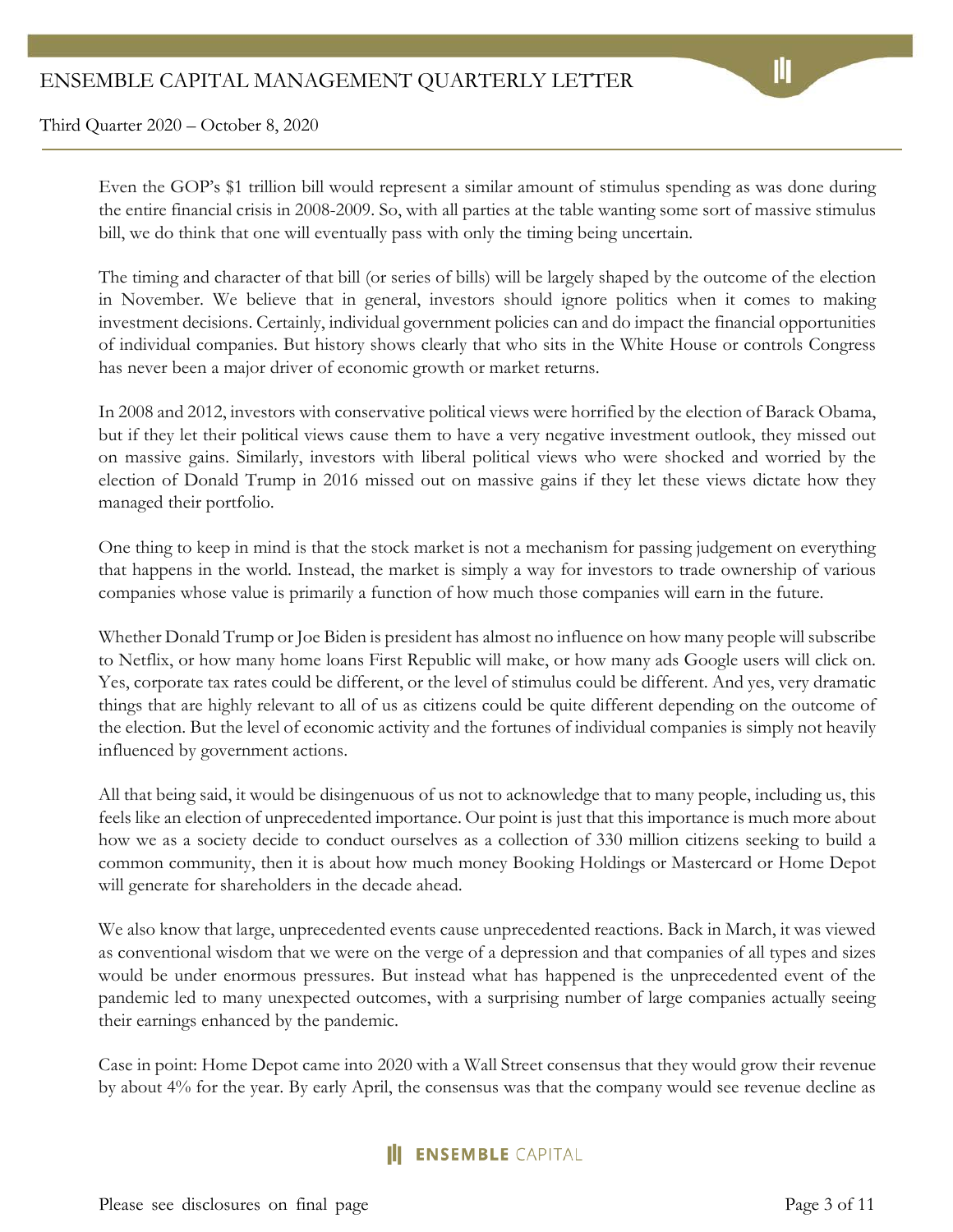Even the GOP's $1 trillion bill would represent a similar amount of stimulus spending as was done during the entire financial crisis in 2008-2009. So, with all parties at the table wanting some sort of massive stimulus bill, we do think that one will eventually pass with only the timing being uncertain.

The timing and character of that bill (or series of bills) will be largely shaped by the outcome of the election in November. We believe that in general, investors should ignore politics when it comes to making investment decisions. Certainly, individual government policies can and do impact the financial opportunities of individual companies. But history shows clearly that who sits in the White House or controls Congress has never been a major driver of economic growth or market returns.

In 2008 and 2012, investors with conservative political views were horrified by the election of Barack Obama, but if they let their political views cause them to have a very negative investment outlook, they missed out on massive gains. Similarly, investors with liberal political views who were shocked and worried by the election of Donald Trump in 2016 missed out on massive gains if they let these views dictate how they managed their portfolio.

One thing to keep in mind is that the stock market is not a mechanism for passing judgement on everything that happens in the world. Instead, the market is simply a way for investors to trade ownership of various companies whose value is primarily a function of how much those companies will earn in the future.

Whether Donald Trump or Joe Biden is president has almost no influence on how many people will subscribe to Netflix, or how many home loans First Republic will make, or how many ads Google users will click on. Yes, corporate tax rates could be different, or the level of stimulus could be different. And yes, very dramatic things that are highly relevant to all of us as citizens could be quite different depending on the outcome of the election. But the level of economic activity and the fortunes of individual companies is simply not heavily influenced by government actions.

All that being said, it would be disingenuous of us not to acknowledge that to many people, including us, this feels like an election of unprecedented importance. Our point is just that this importance is much more about how we as a society decide to conduct ourselves as a collection of 330 million citizens seeking to build a common community, then it is about how much money Booking Holdings or Mastercard or Home Depot will generate for shareholders in the decade ahead.

We also know that large, unprecedented events cause unprecedented reactions. Back in March, it was viewed as conventional wisdom that we were on the verge of a depression and that companies of all types and sizes would be under enormous pressures. But instead what has happened is the unprecedented event of the pandemic led to many unexpected outcomes, with a surprising number of large companies actually seeing their earnings enhanced by the pandemic.

Case in point: Home Depot came into 2020 with a Wall Street consensus that they would grow their revenue by about 4% for the year. By early April, the consensus was that the company would see revenue decline as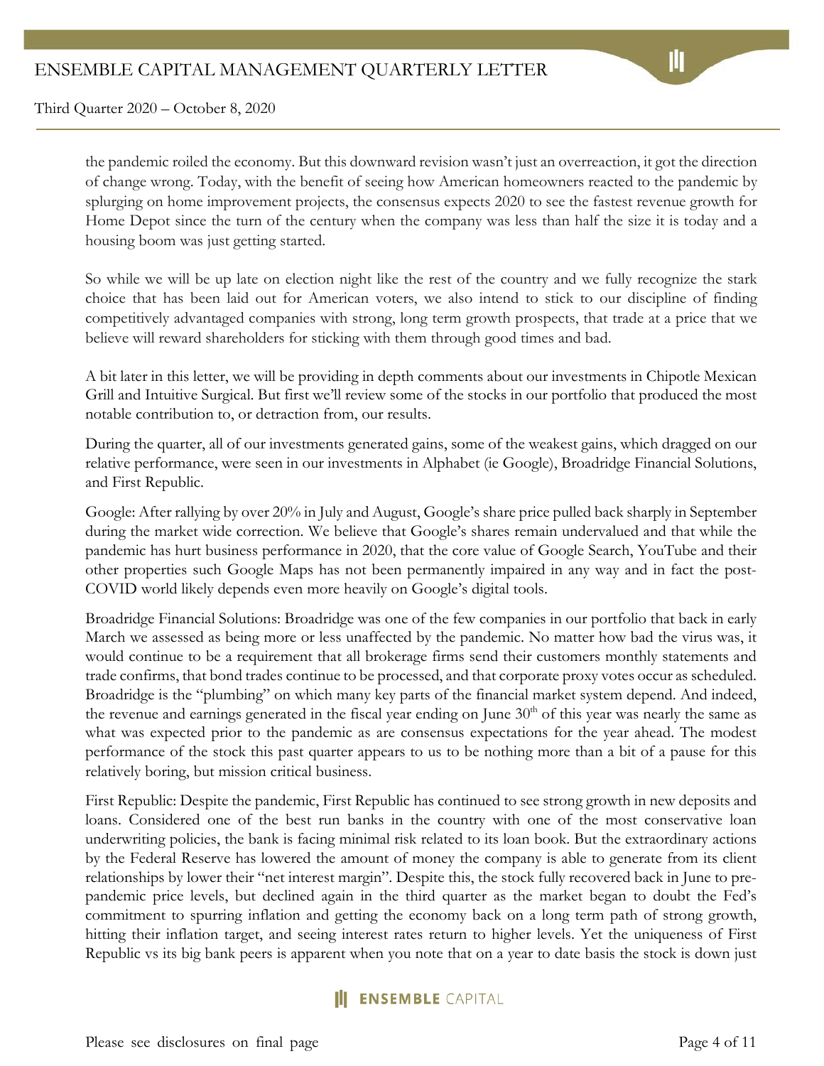the pandemic roiled the economy. But this downward revision wasn't just an overreaction, it got the direction of change wrong. Today, with the benefit of seeing how American homeowners reacted to the pandemic by splurging on home improvement projects, the consensus expects 2020 to see the fastest revenue growth for Home Depot since the turn of the century when the company was less than half the size it is today and a housing boom was just getting started.

So while we will be up late on election night like the rest of the country and we fully recognize the stark choice that has been laid out for American voters, we also intend to stick to our discipline of finding competitively advantaged companies with strong, long term growth prospects, that trade at a price that we believe will reward shareholders for sticking with them through good times and bad.

A bit later in this letter, we will be providing in depth comments about our investments in Chipotle Mexican Grill and Intuitive Surgical. But first we'll review some of the stocks in our portfolio that produced the most notable contribution to, or detraction from, our results.

During the quarter, all of our investments generated gains, some of the weakest gains, which dragged on our relative performance, were seen in our investments in Alphabet (ie Google), Broadridge Financial Solutions, and First Republic.

Google: After rallying by over 20% in July and August, Google's share price pulled back sharply in September during the market wide correction. We believe that Google's shares remain undervalued and that while the pandemic has hurt business performance in 2020, that the core value of Google Search, YouTube and their other properties such Google Maps has not been permanently impaired in any way and in fact the post-COVID world likely depends even more heavily on Google's digital tools.

Broadridge Financial Solutions: Broadridge was one of the few companies in our portfolio that back in early March we assessed as being more or less unaffected by the pandemic. No matter how bad the virus was, it would continue to be a requirement that all brokerage firms send their customers monthly statements and trade confirms, that bond trades continue to be processed, and that corporate proxy votes occur as scheduled. Broadridge is the "plumbing" on which many key parts of the financial market system depend. And indeed, the revenue and earnings generated in the fiscal year ending on June 30th of this year was nearly the same as what was expected prior to the pandemic as are consensus expectations for the year ahead. The modest performance of the stock this past quarter appears to us to be nothing more than a bit of a pause for this relatively boring, but mission critical business.

First Republic: Despite the pandemic, First Republic has continued to see strong growth in new deposits and loans. Considered one of the best run banks in the country with one of the most conservative loan underwriting policies, the bank is facing minimal risk related to its loan book. But the extraordinary actions by the Federal Reserve has lowered the amount of money the company is able to generate from its client relationships by lower their "net interest margin". Despite this, the stock fully recovered back in June to pre-pandemic price levels, but declined again in the third quarter as the market began to doubt the Fed's commitment to spurring inflation and getting the economy back on a long term path of strong growth, hitting their inflation target, and seeing interest rates return to higher levels. Yet the uniqueness of First Republic vs its big bank peers is apparent when you note that on a year to date basis the stock is down just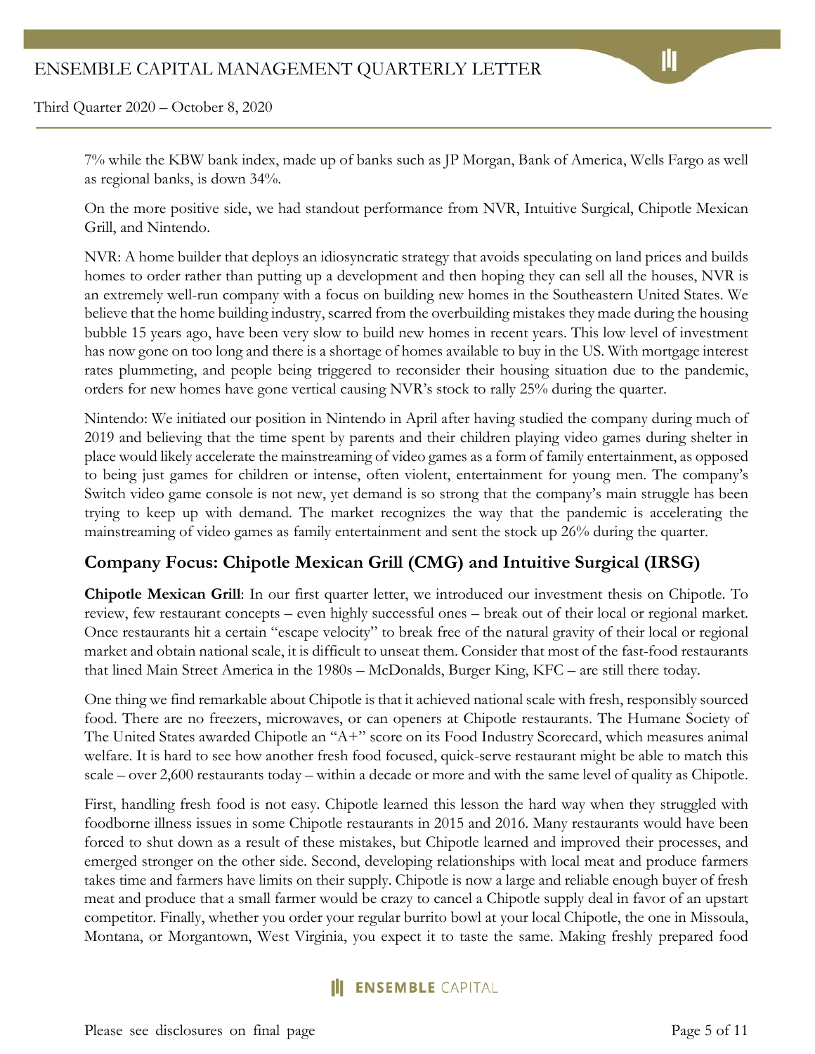7% while the KBW bank index, made up of banks such as JP Morgan, Bank of America, Wells Fargo as well as regional banks, is down 34%.

On the more positive side, we had standout performance from NVR, Intuitive Surgical, Chipotle Mexican Grill, and Nintendo.

NVR: A home builder that deploys an idiosyncratic strategy that avoids speculating on land prices and builds homes to order rather than putting up a development and then hoping they can sell all the houses, NVR is an extremely well-run company with a focus on building new homes in the Southeastern United States. We believe that the home building industry, scarred from the overbuilding mistakes they made during the housing bubble 15 years ago, have been very slow to build new homes in recent years. This low level of investment has now gone on too long and there is a shortage of homes available to buy in the US. With mortgage interest rates plummeting, and people being triggered to reconsider their housing situation due to the pandemic, orders for new homes have gone vertical causing NVR's stock to rally 25% during the quarter.

Nintendo: We initiated our position in Nintendo in April after having studied the company during much of 2019 and believing that the time spent by parents and their children playing video games during shelter in place would likely accelerate the mainstreaming of video games as a form of family entertainment, as opposed to being just games for children or intense, often violent, entertainment for young men. The company's Switch video game console is not new, yet demand is so strong that the company's main struggle has been trying to keep up with demand. The market recognizes the way that the pandemic is accelerating the mainstreaming of video games as family entertainment and sent the stock up 26% during the quarter.

## Company Focus: Chipotle Mexican Grill (CMG) and Intuitive Surgical (IRSG)

**Chipotle Mexican Grill**: In our first quarter letter, we introduced our investment thesis on Chipotle. To review, few restaurant concepts – even highly successful ones – break out of their local or regional market. Once restaurants hit a certain "escape velocity" to break free of the natural gravity of their local or regional market and obtain national scale, it is difficult to unseat them. Consider that most of the fast-food restaurants that lined Main Street America in the 1980s – McDonalds, Burger King, KFC – are still there today.

One thing we find remarkable about Chipotle is that it achieved national scale with fresh, responsibly sourced food. There are no freezers, microwaves, or can openers at Chipotle restaurants. The Humane Society of The United States awarded Chipotle an "A+" score on its Food Industry Scorecard, which measures animal welfare. It is hard to see how another fresh food focused, quick-serve restaurant might be able to match this scale – over 2,600 restaurants today – within a decade or more and with the same level of quality as Chipotle.

First, handling fresh food is not easy. Chipotle learned this lesson the hard way when they struggled with foodborne illness issues in some Chipotle restaurants in 2015 and 2016. Many restaurants would have been forced to shut down as a result of these mistakes, but Chipotle learned and improved their processes, and emerged stronger on the other side. Second, developing relationships with local meat and produce farmers takes time and farmers have limits on their supply. Chipotle is now a large and reliable enough buyer of fresh meat and produce that a small farmer would be crazy to cancel a Chipotle supply deal in favor of an upstart competitor. Finally, whether you order your regular burrito bowl at your local Chipotle, the one in Missoula, Montana, or Morgantown, West Virginia, you expect it to taste the same. Making freshly prepared food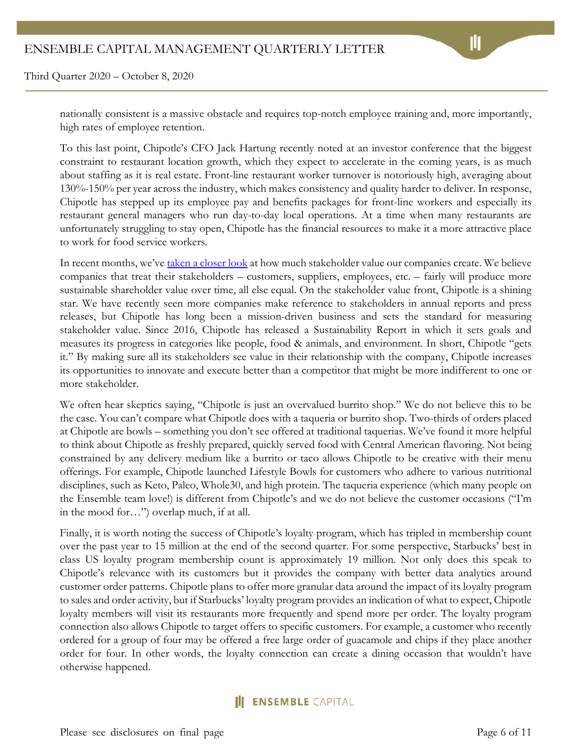nationally consistent is a massive obstacle and requires top-notch employee training and, more importantly, high rates of employee retention.

To this last point, Chipotle's CFO Jack Hartung recently noted at an investor conference that the biggest constraint to restaurant location growth, which they expect to accelerate in the coming years, is as much about staffing as it is real estate. Front-line restaurant worker turnover is notoriously high, averaging about 130%-150% per year across the industry, which makes consistency and quality harder to deliver. In response, Chipotle has stepped up its employee pay and benefits packages for front-line workers and especially its restaurant general managers who run day-to-day local operations. At a time when many restaurants are unfortunately struggling to stay open, Chipotle has the financial resources to make it a more attractive place to work for food service workers.

In recent months, we've [taken a closer look] at how much stakeholder value our companies create. We believe companies that treat their stakeholders – customers, suppliers, employees, etc. – fairly will produce more sustainable shareholder value over time, all else equal. On the stakeholder value front, Chipotle is a shining star. We have recently seen more companies make reference to stakeholders in annual reports and press releases, but Chipotle has long been a mission-driven business and sets the standard for measuring stakeholder value. Since 2016, Chipotle has released a Sustainability Report in which it sets goals and measures its progress in categories like people, food & animals, and environment. In short, Chipotle "gets it." By making sure all its stakeholders see value in their relationship with the company, Chipotle increases its opportunities to innovate and execute better than a competitor that might be more indifferent to one or more stakeholder.

We often hear skeptics saying, "Chipotle is just an overvalued burrito shop." We do not believe this to be the case. You can't compare what Chipotle does with a taqueria or burrito shop. Two-thirds of orders placed at Chipotle are bowls – something you don't see offered at traditional taquerias. We've found it more helpful to think about Chipotle as freshly prepared, quickly served food with Central American flavoring. Not being constrained by any delivery medium like a burrito or taco allows Chipotle to be creative with their menu offerings. For example, Chipotle launched Lifestyle Bowls for customers who adhere to various nutritional disciplines, such as Keto, Paleo, Whole30, and high protein. The taqueria experience (which many people on the Ensemble team love!) is different from Chipotle's and we do not believe the customer occasions ("I'm in the mood for…") overlap much, if at all.

Finally, it is worth noting the success of Chipotle's loyalty program, which has tripled in membership count over the past year to 15 million at the end of the second quarter. For some perspective, Starbucks' best in class US loyalty program membership count is approximately 19 million. Not only does this speak to Chipotle's relevance with its customers but it provides the company with better data analytics around customer order patterns. Chipotle plans to offer more granular data around the impact of its loyalty program to sales and order activity, but if Starbucks' loyalty program provides an indication of what to expect, Chipotle loyalty members will visit its restaurants more frequently and spend more per order. The loyalty program connection also allows Chipotle to target offers to specific customers. For example, a customer who recently ordered for a group of four may be offered a free large order of guacamole and chips if they place another order for four. In other words, the loyalty connection can create a dining occasion that wouldn't have otherwise happened.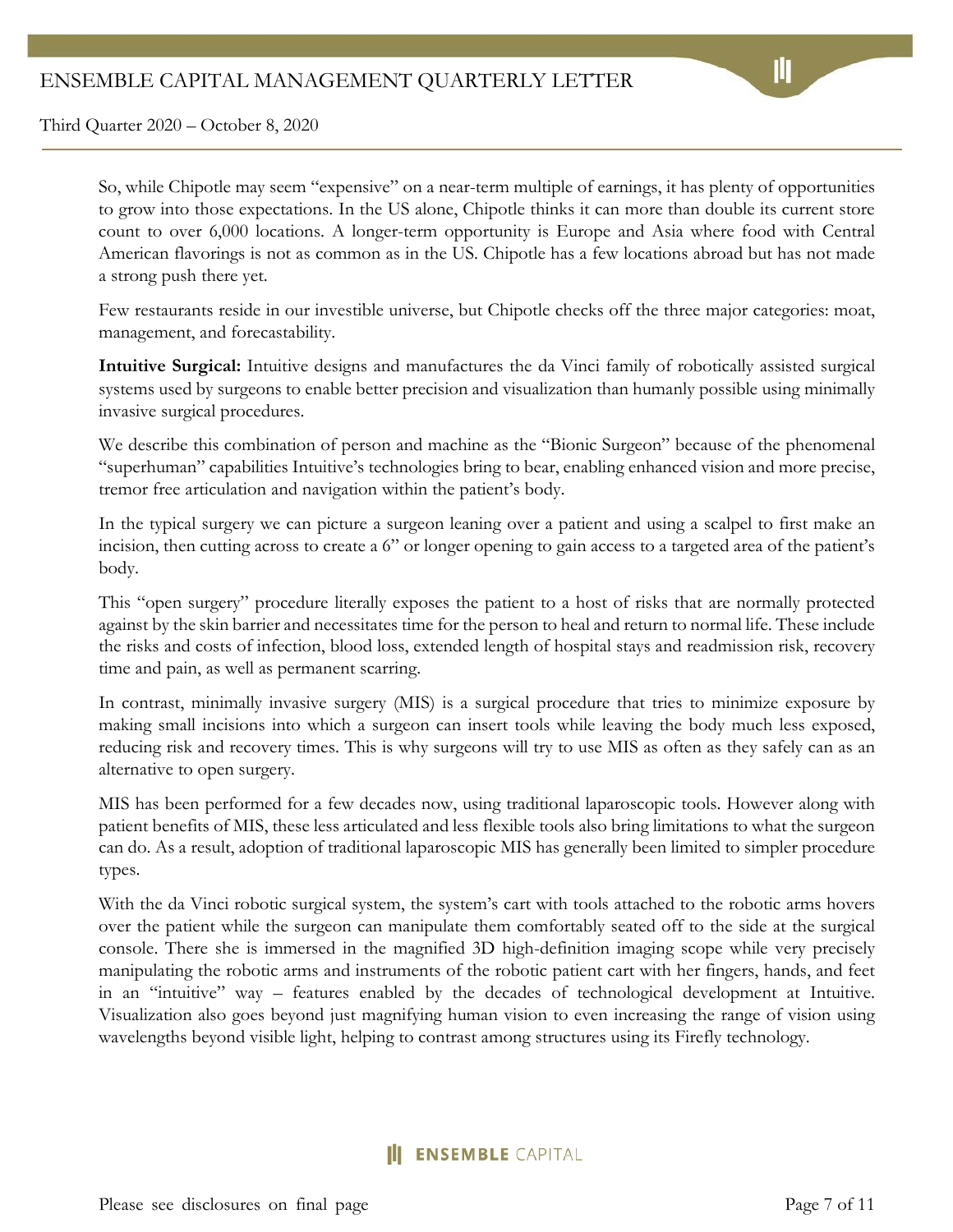So, while Chipotle may seem "expensive" on a near-term multiple of earnings, it has plenty of opportunities to grow into those expectations. In the US alone, Chipotle thinks it can more than double its current store count to over 6,000 locations. A longer-term opportunity is Europe and Asia where food with Central American flavorings is not as common as in the US. Chipotle has a few locations abroad but has not made a strong push there yet.

Few restaurants reside in our investible universe, but Chipotle checks off the three major categories: moat, management, and forecastability.

**Intuitive Surgical:** Intuitive designs and manufactures the da Vinci family of robotically assisted surgical systems used by surgeons to enable better precision and visualization than humanly possible using minimally invasive surgical procedures.

We describe this combination of person and machine as the "Bionic Surgeon" because of the phenomenal "superhuman" capabilities Intuitive's technologies bring to bear, enabling enhanced vision and more precise, tremor free articulation and navigation within the patient's body.

In the typical surgery we can picture a surgeon leaning over a patient and using a scalpel to first make an incision, then cutting across to create a 6" or longer opening to gain access to a targeted area of the patient's body.

This "open surgery" procedure literally exposes the patient to a host of risks that are normally protected against by the skin barrier and necessitates time for the person to heal and return to normal life. These include the risks and costs of infection, blood loss, extended length of hospital stays and readmission risk, recovery time and pain, as well as permanent scarring.

In contrast, minimally invasive surgery (MIS) is a surgical procedure that tries to minimize exposure by making small incisions into which a surgeon can insert tools while leaving the body much less exposed, reducing risk and recovery times. This is why surgeons will try to use MIS as often as they safely can as an alternative to open surgery.

MIS has been performed for a few decades now, using traditional laparoscopic tools. However along with patient benefits of MIS, these less articulated and less flexible tools also bring limitations to what the surgeon can do. As a result, adoption of traditional laparoscopic MIS has generally been limited to simpler procedure types.

With the da Vinci robotic surgical system, the system's cart with tools attached to the robotic arms hovers over the patient while the surgeon can manipulate them comfortably seated off to the side at the surgical console. There she is immersed in the magnified 3D high-definition imaging scope while very precisely manipulating the robotic arms and instruments of the robotic patient cart with her fingers, hands, and feet in an "intuitive" way – features enabled by the decades of technological development at Intuitive. Visualization also goes beyond just magnifying human vision to even increasing the range of vision using wavelengths beyond visible light, helping to contrast among structures using its Firefly technology.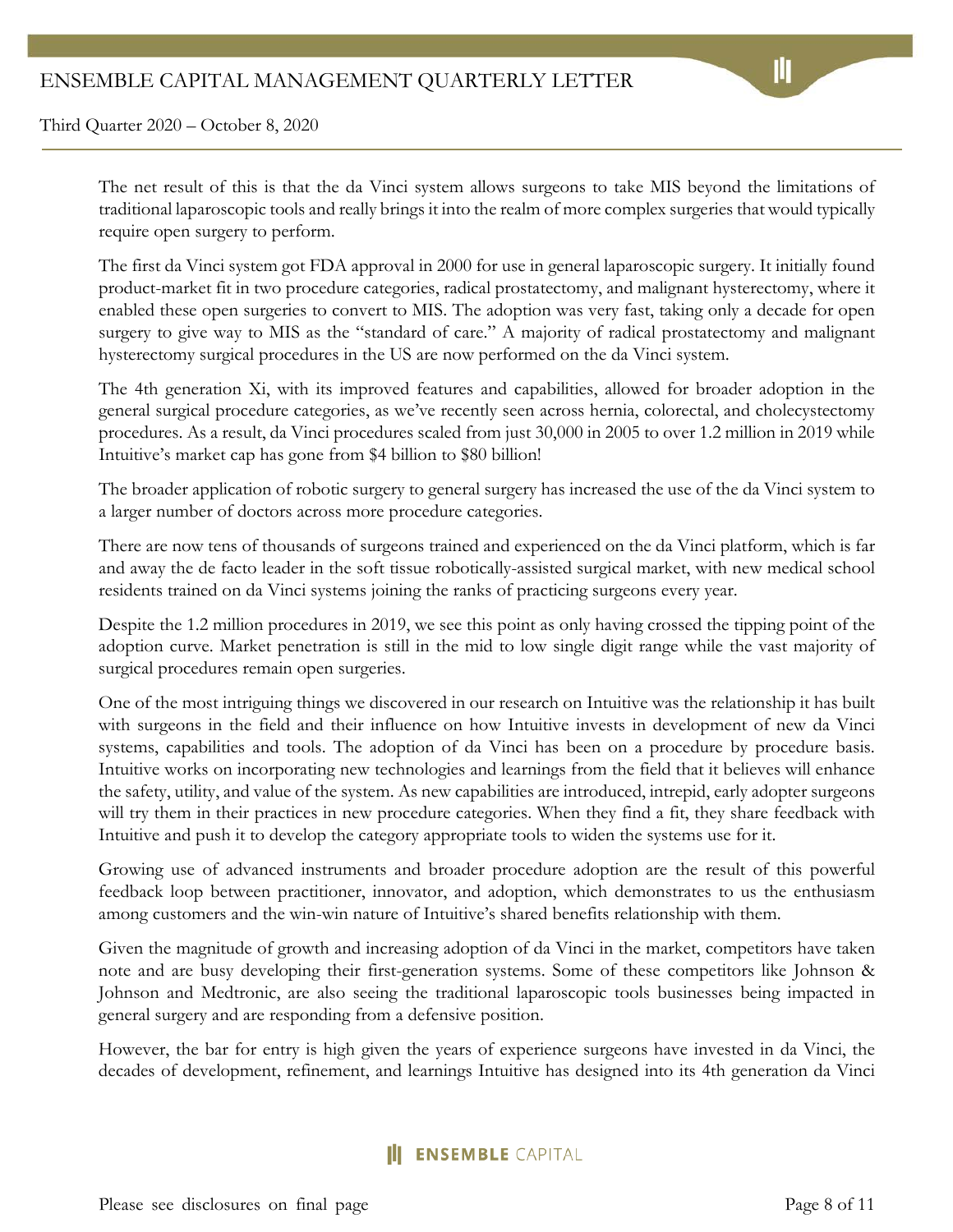The net result of this is that the da Vinci system allows surgeons to take MIS beyond the limitations of traditional laparoscopic tools and really brings it into the realm of more complex surgeries that would typically require open surgery to perform.

The first da Vinci system got FDA approval in 2000 for use in general laparoscopic surgery. It initially found product-market fit in two procedure categories, radical prostatectomy, and malignant hysterectomy, where it enabled these open surgeries to convert to MIS. The adoption was very fast, taking only a decade for open surgery to give way to MIS as the "standard of care." A majority of radical prostatectomy and malignant hysterectomy surgical procedures in the US are now performed on the da Vinci system.

The 4th generation Xi, with its improved features and capabilities, allowed for broader adoption in the general surgical procedure categories, as we've recently seen across hernia, colorectal, and cholecystectomy procedures. As a result, da Vinci procedures scaled from just 30,000 in 2005 to over 1.2 million in 2019 while Intuitive's market cap has gone from $4 billion to $80 billion!

The broader application of robotic surgery to general surgery has increased the use of the da Vinci system to a larger number of doctors across more procedure categories.

There are now tens of thousands of surgeons trained and experienced on the da Vinci platform, which is far and away the de facto leader in the soft tissue robotically-assisted surgical market, with new medical school residents trained on da Vinci systems joining the ranks of practicing surgeons every year.

Despite the 1.2 million procedures in 2019, we see this point as only having crossed the tipping point of the adoption curve. Market penetration is still in the mid to low single digit range while the vast majority of surgical procedures remain open surgeries.

One of the most intriguing things we discovered in our research on Intuitive was the relationship it has built with surgeons in the field and their influence on how Intuitive invests in development of new da Vinci systems, capabilities and tools. The adoption of da Vinci has been on a procedure by procedure basis. Intuitive works on incorporating new technologies and learnings from the field that it believes will enhance the safety, utility, and value of the system. As new capabilities are introduced, intrepid, early adopter surgeons will try them in their practices in new procedure categories. When they find a fit, they share feedback with Intuitive and push it to develop the category appropriate tools to widen the systems use for it.

Growing use of advanced instruments and broader procedure adoption are the result of this powerful feedback loop between practitioner, innovator, and adoption, which demonstrates to us the enthusiasm among customers and the win-win nature of Intuitive's shared benefits relationship with them.

Given the magnitude of growth and increasing adoption of da Vinci in the market, competitors have taken note and are busy developing their first-generation systems. Some of these competitors like Johnson & Johnson and Medtronic, are also seeing the traditional laparoscopic tools businesses being impacted in general surgery and are responding from a defensive position.

However, the bar for entry is high given the years of experience surgeons have invested in da Vinci, the decades of development, refinement, and learnings Intuitive has designed into its 4th generation da Vinci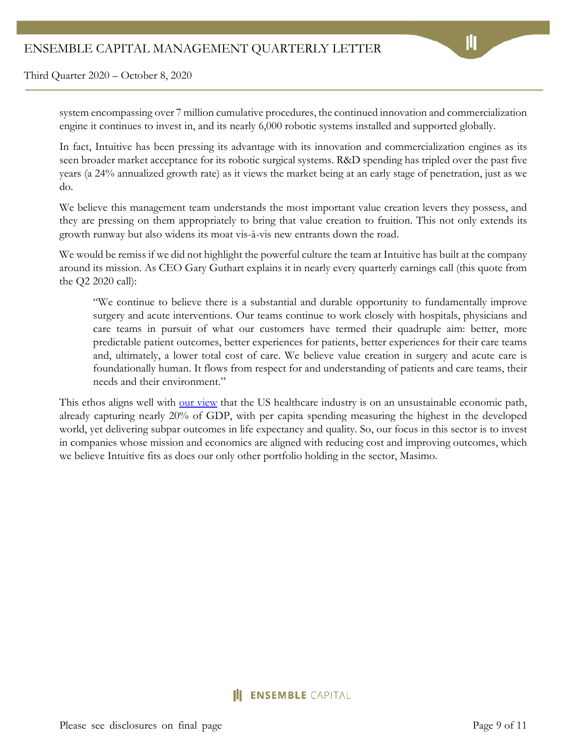system encompassing over 7 million cumulative procedures, the continued innovation and commercialization engine it continues to invest in, and its nearly 6,000 robotic systems installed and supported globally.

In fact, Intuitive has been pressing its advantage with its innovation and commercialization engines as its seen broader market acceptance for its robotic surgical systems. R&D spending has tripled over the past five years (a 24% annualized growth rate) as it views the market being at an early stage of penetration, just as we do.

We believe this management team understands the most important value creation levers they possess, and they are pressing on them appropriately to bring that value creation to fruition. This not only extends its growth runway but also widens its moat vis-à-vis new entrants down the road.

We would be remiss if we did not highlight the powerful culture the team at Intuitive has built at the company around its mission. As CEO Gary Guthart explains it in nearly every quarterly earnings call (this quote from the Q2 2020 call):

> "We continue to believe there is a substantial and durable opportunity to fundamentally improve surgery and acute interventions. Our teams continue to work closely with hospitals, physicians and care teams in pursuit of what our customers have termed their quadruple aim: better, more predictable patient outcomes, better experiences for patients, better experiences for their care teams and, ultimately, a lower total cost of care. We believe value creation in surgery and acute care is foundationally human. It flows from respect for and understanding of patients and care teams, their needs and their environment."

This ethos aligns well with [our view](#) that the US healthcare industry is on an unsustainable economic path, already capturing nearly 20% of GDP, with per capita spending measuring the highest in the developed world, yet delivering subpar outcomes in life expectancy and quality. So, our focus in this sector is to invest in companies whose mission and economics are aligned with reducing cost and improving outcomes, which we believe Intuitive fits as does our only other portfolio holding in the sector, Masimo.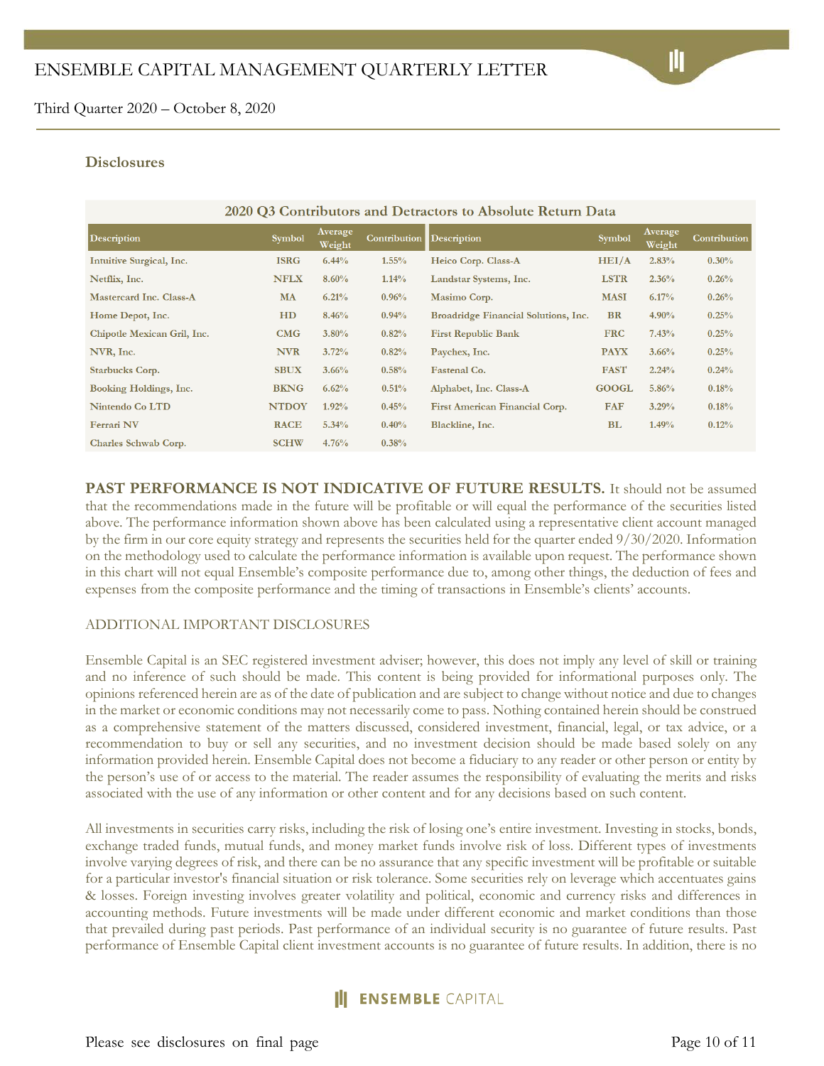## Disclosures

**2020 Q3 Contributors and Detractors to Absolute Return Data**

| Description | Symbol | Average Weight | Contribution | Description | Symbol | Average Weight | Contribution |
|---|---|---|---|---|---|---|---|
| Intuitive Surgical, Inc. | ISRG | 6.44% | 1.55% | Heico Corp. Class-A | HEI/A | 2.83% | 0.30% |
| Netflix, Inc. | NFLX | 8.60% | 1.14% | Landstar Systems, Inc. | LSTR | 2.36% | 0.26% |
| Mastercard Inc. Class-A | MA | 6.21% | 0.96% | Masimo Corp. | MASI | 6.17% | 0.26% |
| Home Depot, Inc. | HD | 8.46% | 0.94% | Broadridge Financial Solutions, Inc. | BR | 4.90% | 0.25% |
| Chipotle Mexican Gril, Inc. | CMG | 3.80% | 0.82% | First Republic Bank | FRC | 7.43% | 0.25% |
| NVR, Inc. | NVR | 3.72% | 0.82% | Paychex, Inc. | PAYX | 3.66% | 0.25% |
| Starbucks Corp. | SBUX | 3.66% | 0.58% | Fastenal Co. | FAST | 2.24% | 0.24% |
| Booking Holdings, Inc. | BKNG | 6.62% | 0.51% | Alphabet, Inc. Class-A | GOOGL | 5.86% | 0.18% |
| Nintendo Co LTD | NTDOY | 1.92% | 0.45% | First American Financial Corp. | FAF | 3.29% | 0.18% |
| Ferrari NV | RACE | 5.34% | 0.40% | Blackline, Inc. | BL | 1.49% | 0.12% |
| Charles Schwab Corp. | SCHW | 4.76% | 0.38% | | | | |

**PAST PERFORMANCE IS NOT INDICATIVE OF FUTURE RESULTS.** It should not be assumed that the recommendations made in the future will be profitable or will equal the performance of the securities listed above. The performance information shown above has been calculated using a representative client account managed by the firm in our core equity strategy and represents the securities held for the quarter ended 9/30/2020. Information on the methodology used to calculate the performance information is available upon request. The performance shown in this chart will not equal Ensemble's composite performance due to, among other things, the deduction of fees and expenses from the composite performance and the timing of transactions in Ensemble's clients' accounts.

ADDITIONAL IMPORTANT DISCLOSURES

Ensemble Capital is an SEC registered investment adviser; however, this does not imply any level of skill or training and no inference of such should be made. This content is being provided for informational purposes only. The opinions referenced herein are as of the date of publication and are subject to change without notice and due to changes in the market or economic conditions may not necessarily come to pass. Nothing contained herein should be construed as a comprehensive statement of the matters discussed, considered investment, financial, legal, or tax advice, or a recommendation to buy or sell any securities, and no investment decision should be made based solely on any information provided herein. Ensemble Capital does not become a fiduciary to any reader or other person or entity by the person's use of or access to the material. The reader assumes the responsibility of evaluating the merits and risks associated with the use of any information or other content and for any decisions based on such content.

All investments in securities carry risks, including the risk of losing one's entire investment. Investing in stocks, bonds, exchange traded funds, mutual funds, and money market funds involve risk of loss. Different types of investments involve varying degrees of risk, and there can be no assurance that any specific investment will be profitable or suitable for a particular investor's financial situation or risk tolerance. Some securities rely on leverage which accentuates gains & losses. Foreign investing involves greater volatility and political, economic and currency risks and differences in accounting methods. Future investments will be made under different economic and market conditions than those that prevailed during past periods. Past performance of an individual security is no guarantee of future results. Past performance of Ensemble Capital client investment accounts is no guarantee of future results. In addition, there is no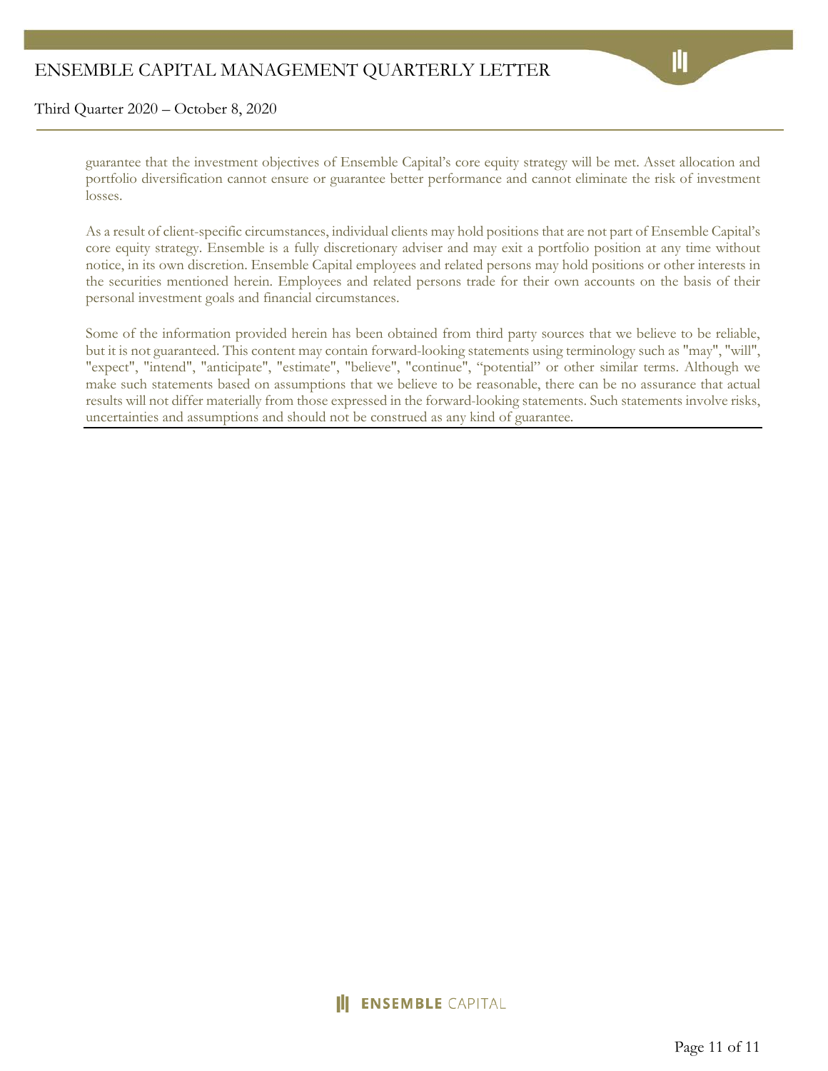guarantee that the investment objectives of Ensemble Capital's core equity strategy will be met. Asset allocation and portfolio diversification cannot ensure or guarantee better performance and cannot eliminate the risk of investment losses.

As a result of client-specific circumstances, individual clients may hold positions that are not part of Ensemble Capital's core equity strategy. Ensemble is a fully discretionary adviser and may exit a portfolio position at any time without notice, in its own discretion. Ensemble Capital employees and related persons may hold positions or other interests in the securities mentioned herein. Employees and related persons trade for their own accounts on the basis of their personal investment goals and financial circumstances.

Some of the information provided herein has been obtained from third party sources that we believe to be reliable, but it is not guaranteed. This content may contain forward-looking statements using terminology such as "may", "will", "expect", "intend", "anticipate", "estimate", "believe", "continue", "potential" or other similar terms. Although we make such statements based on assumptions that we believe to be reasonable, there can be no assurance that actual results will not differ materially from those expressed in the forward-looking statements. Such statements involve risks, uncertainties and assumptions and should not be construed as any kind of guarantee.